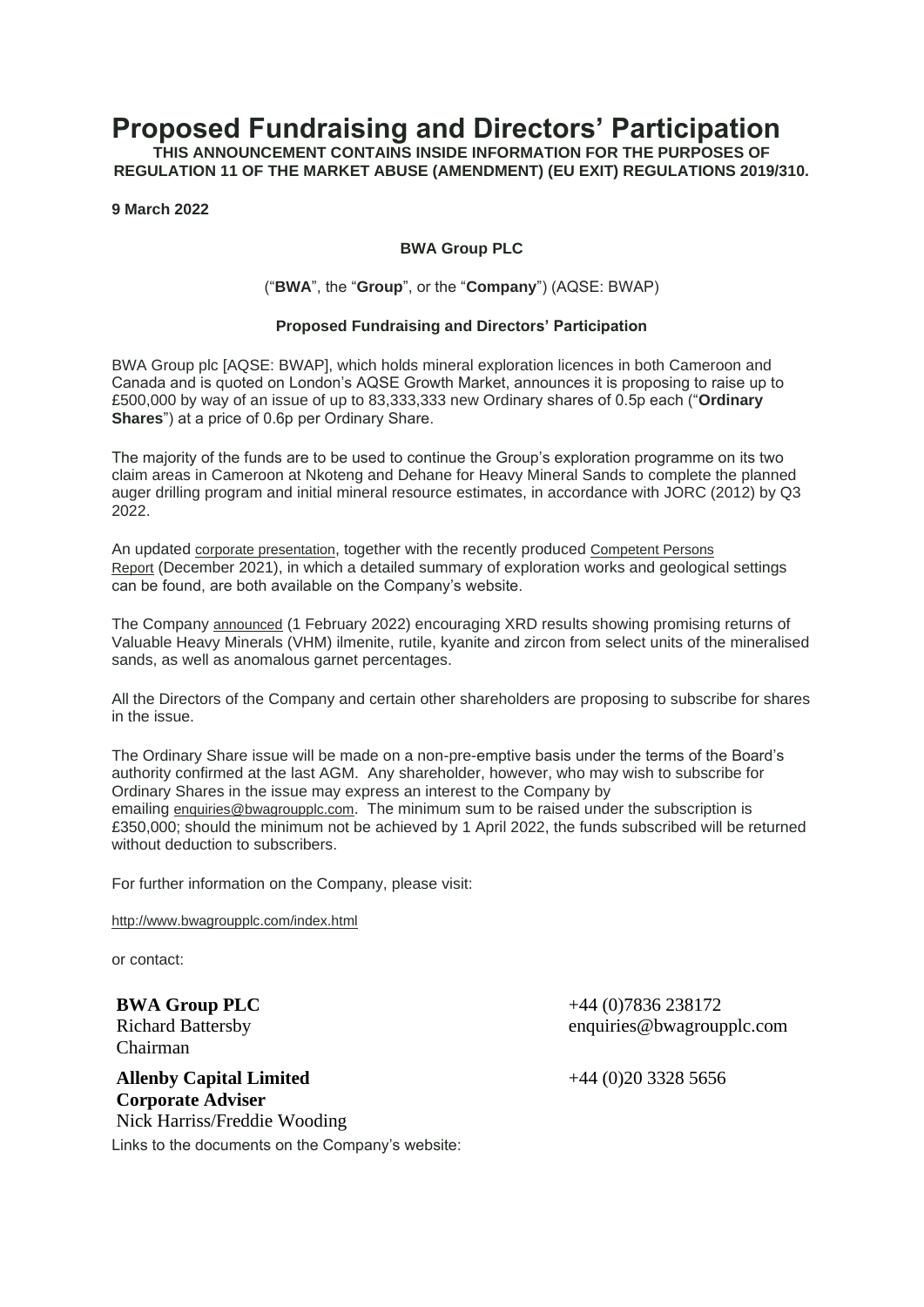# Proposed Fundraising and Directors' Participation

**THIS ANNOUNCEMENT CONTAINS INSIDE INFORMATION FOR THE PURPOSES OF REGULATION 11 OF THE MARKET ABUSE (AMENDMENT) (EU EXIT) REGULATIONS 2019/310.**

**9 March 2022**

**BWA Group PLC**

("**BWA**", the "**Group**", or the "**Company**") (AQSE: BWAP)

**Proposed Fundraising and Directors' Participation**

BWA Group plc [AQSE: BWAP], which holds mineral exploration licences in both Cameroon and Canada and is quoted on London's AQSE Growth Market, announces it is proposing to raise up to £500,000 by way of an issue of up to 83,333,333 new Ordinary shares of 0.5p each ("**Ordinary Shares**") at a price of 0.6p per Ordinary Share.

The majority of the funds are to be used to continue the Group's exploration programme on its two claim areas in Cameroon at Nkoteng and Dehane for Heavy Mineral Sands to complete the planned auger drilling program and initial mineral resource estimates, in accordance with JORC (2012) by Q3 2022.

An updated corporate presentation, together with the recently produced Competent Persons Report (December 2021), in which a detailed summary of exploration works and geological settings can be found, are both available on the Company's website.

The Company announced (1 February 2022) encouraging XRD results showing promising returns of Valuable Heavy Minerals (VHM) ilmenite, rutile, kyanite and zircon from select units of the mineralised sands, as well as anomalous garnet percentages.

All the Directors of the Company and certain other shareholders are proposing to subscribe for shares in the issue.

The Ordinary Share issue will be made on a non-pre-emptive basis under the terms of the Board's authority confirmed at the last AGM. Any shareholder, however, who may wish to subscribe for Ordinary Shares in the issue may express an interest to the Company by emailing enquiries@bwagroupplc.com. The minimum sum to be raised under the subscription is £350,000; should the minimum not be achieved by 1 April 2022, the funds subscribed will be returned without deduction to subscribers.

For further information on the Company, please visit:

http://www.bwagroupplc.com/index.html

or contact:

| | |
|---|---|
| **BWA Group PLC**<br>Richard Battersby<br>Chairman | +44 (0)7836 238172<br>enquiries@bwagroupplc.com |
| **Allenby Capital Limited**<br>**Corporate Adviser**<br>Nick Harriss/Freddie Wooding | +44 (0)20 3328 5656 |

Links to the documents on the Company's website: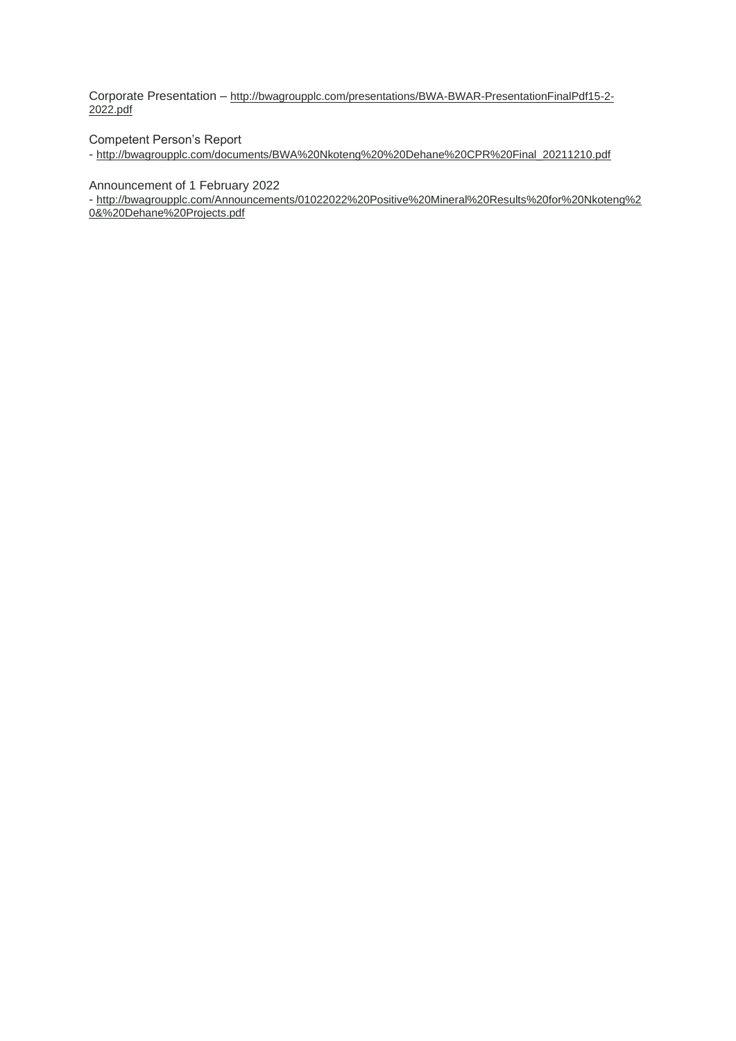Corporate Presentation – http://bwagroupplc.com/presentations/BWA-BWAR-PresentationFinalPdf15-2-2022.pdf

Competent Person's Report

- http://bwagroupplc.com/documents/BWA%20Nkoteng%20%20Dehane%20CPR%20Final_20211210.pdf

Announcement of 1 February 2022

- http://bwagroupplc.com/Announcements/01022022%20Positive%20Mineral%20Results%20for%20Nkoteng%20&%20Dehane%20Projects.pdf